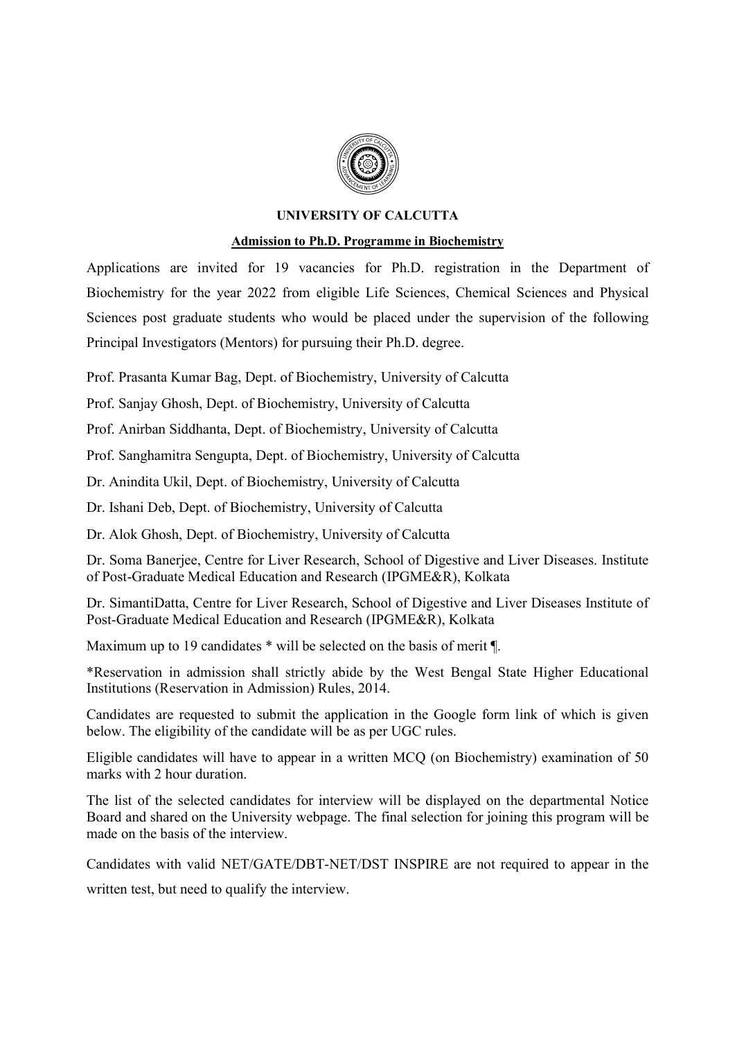# UNIVERSITY OF CALCUTTA

## Admission to Ph.D. Programme in Biochemistry

Applications are invited for 19 vacancies for Ph.D. registration in the Department of Biochemistry for the year 2022 from eligible Life Sciences, Chemical Sciences and Physical Sciences post graduate students who would be placed under the supervision of the following Principal Investigators (Mentors) for pursuing their Ph.D. degree.

Prof. Prasanta Kumar Bag, Dept. of Biochemistry, University of Calcutta

Prof. Sanjay Ghosh, Dept. of Biochemistry, University of Calcutta

Prof. Anirban Siddhanta, Dept. of Biochemistry, University of Calcutta

Prof. Sanghamitra Sengupta, Dept. of Biochemistry, University of Calcutta

Dr. Anindita Ukil, Dept. of Biochemistry, University of Calcutta

Dr. Ishani Deb, Dept. of Biochemistry, University of Calcutta

Dr. Alok Ghosh, Dept. of Biochemistry, University of Calcutta

Dr. Soma Banerjee, Centre for Liver Research, School of Digestive and Liver Diseases. Institute of Post-Graduate Medical Education and Research (IPGME&R), Kolkata

Dr. SimantiDatta, Centre for Liver Research, School of Digestive and Liver Diseases Institute of Post-Graduate Medical Education and Research (IPGME&R), Kolkata

Maximum up to 19 candidates * will be selected on the basis of merit ¶.

*Reservation in admission shall strictly abide by the West Bengal State Higher Educational Institutions (Reservation in Admission) Rules, 2014.

Candidates are requested to submit the application in the Google form link of which is given below. The eligibility of the candidate will be as per UGC rules.

Eligible candidates will have to appear in a written MCQ (on Biochemistry) examination of 50 marks with 2 hour duration.

The list of the selected candidates for interview will be displayed on the departmental Notice Board and shared on the University webpage. The final selection for joining this program will be made on the basis of the interview.

Candidates with valid NET/GATE/DBT-NET/DST INSPIRE are not required to appear in the written test, but need to qualify the interview.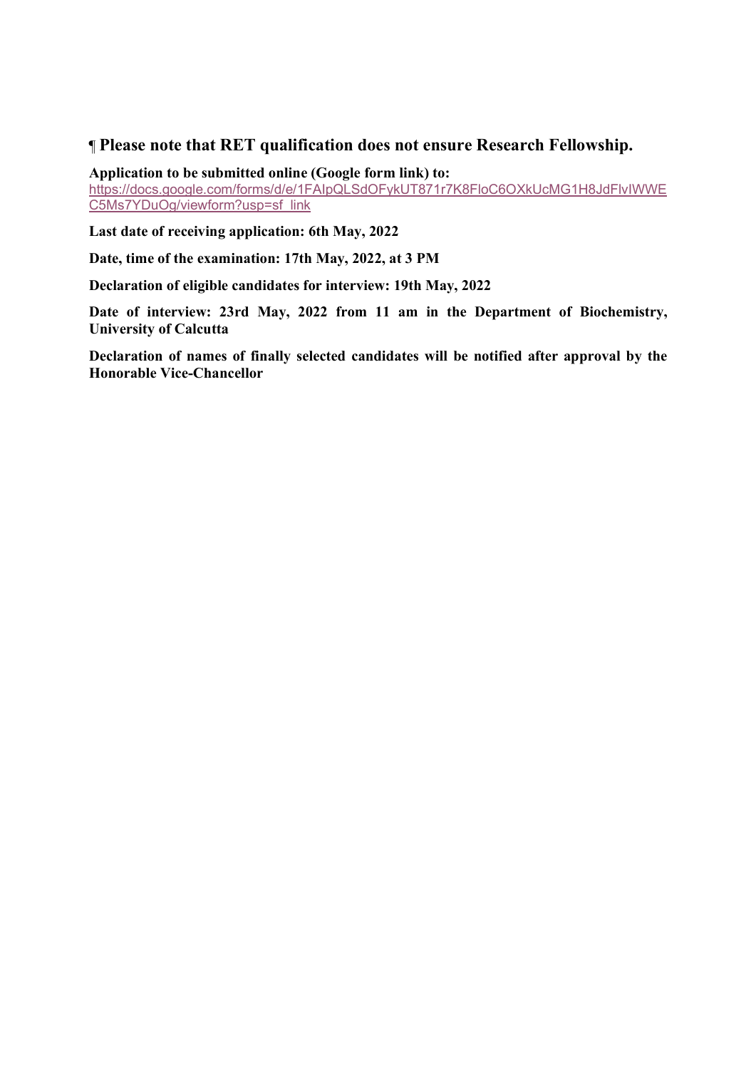**¶ Please note that RET qualification does not ensure Research Fellowship.**

**Application to be submitted online (Google form link) to:**
https://docs.google.com/forms/d/e/1FAIpQLSdOFykUT871r7K8FloC6OXkUcMG1H8JdFlvIWWEC5Ms7YDuOg/viewform?usp=sf_link

**Last date of receiving application: 6th May, 2022**

**Date, time of the examination: 17th May, 2022, at 3 PM**

**Declaration of eligible candidates for interview: 19th May, 2022**

**Date of interview: 23rd May, 2022 from 11 am in the Department of Biochemistry, University of Calcutta**

**Declaration of names of finally selected candidates will be notified after approval by the Honorable Vice-Chancellor**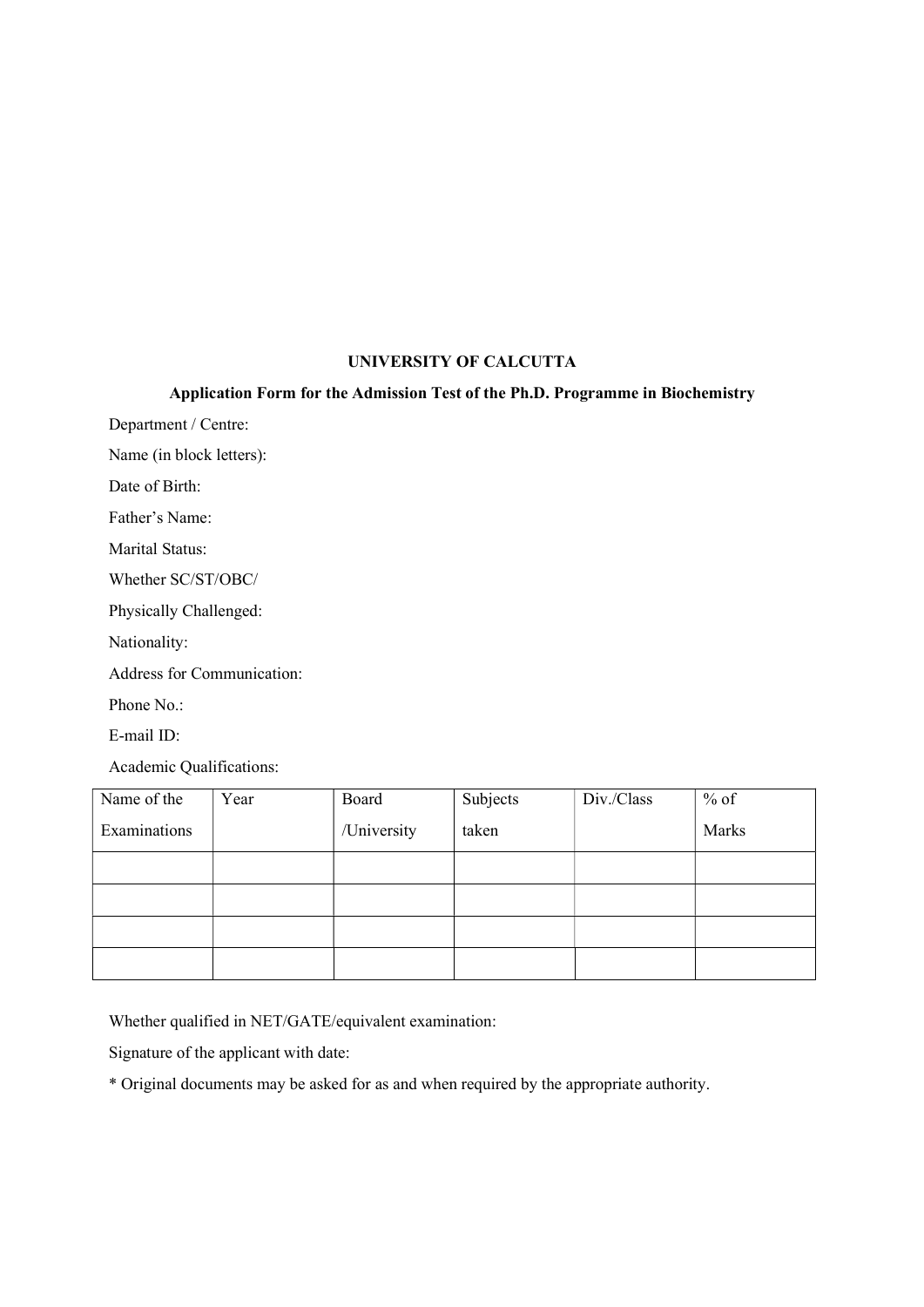**UNIVERSITY OF CALCUTTA**

**Application Form for the Admission Test of the Ph.D. Programme in Biochemistry**

Department / Centre:

Name (in block letters):

Date of Birth:

Father's Name:

Marital Status:

Whether SC/ST/OBC/

Physically Challenged:

Nationality:

Address for Communication:

Phone No.:

E-mail ID:

Academic Qualifications:

| Name of the Examinations | Year | Board /University | Subjects taken | Div./Class | % of Marks |
|---|---|---|---|---|---|
| | | | | | |
| | | | | | |
| | | | | | |
| | | | | | |

Whether qualified in NET/GATE/equivalent examination:

Signature of the applicant with date:

* Original documents may be asked for as and when required by the appropriate authority.